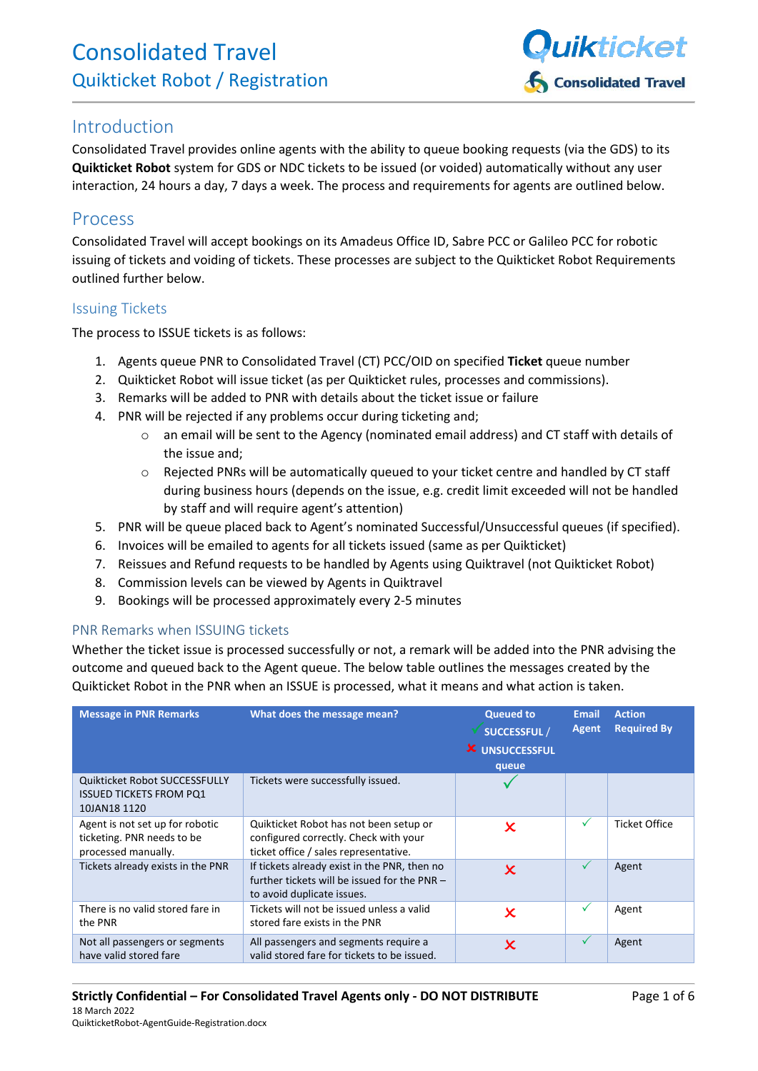// Consolidated Travel
## Quikticket Robot / Registration

## Introduction

Consolidated Travel provides online agents with the ability to queue booking requests (via the GDS) to its **Quikticket Robot** system for GDS or NDC tickets to be issued (or voided) automatically without any user interaction, 24 hours a day, 7 days a week. The process and requirements for agents are outlined below.

## Process

Consolidated Travel will accept bookings on its Amadeus Office ID, Sabre PCC or Galileo PCC for robotic issuing of tickets and voiding of tickets. These processes are subject to the Quikticket Robot Requirements outlined further below.

### Issuing Tickets

The process to ISSUE tickets is as follows:

1. Agents queue PNR to Consolidated Travel (CT) PCC/OID on specified **Ticket** queue number
2. Quikticket Robot will issue ticket (as per Quikticket rules, processes and commissions).
3. Remarks will be added to PNR with details about the ticket issue or failure
4. PNR will be rejected if any problems occur during ticketing and;
   - an email will be sent to the Agency (nominated email address) and CT staff with details of the issue and;
   - Rejected PNRs will be automatically queued to your ticket centre and handled by CT staff during business hours (depends on the issue, e.g. credit limit exceeded will not be handled by staff and will require agent's attention)
5. PNR will be queue placed back to Agent's nominated Successful/Unsuccessful queues (if specified).
6. Invoices will be emailed to agents for all tickets issued (same as per Quikticket)
7. Reissues and Refund requests to be handled by Agents using Quiktravel (not Quikticket Robot)
8. Commission levels can be viewed by Agents in Quiktravel
9. Bookings will be processed approximately every 2-5 minutes

### PNR Remarks when ISSUING tickets

Whether the ticket issue is processed successfully or not, a remark will be added into the PNR advising the outcome and queued back to the Agent queue. The below table outlines the messages created by the Quikticket Robot in the PNR when an ISSUE is processed, what it means and what action is taken.

| Message in PNR Remarks | What does the message mean? | Queued to ✓ SUCCESSFUL / ✗ UNSUCCESSFUL queue | Email Agent | Action Required By |
|---|---|---|---|---|
| Quikticket Robot SUCCESSFULLY ISSUED TICKETS FROM PQ1 10JAN18 1120 | Tickets were successfully issued. | ✓ | | |
| Agent is not set up for robotic ticketing. PNR needs to be processed manually. | Quikticket Robot has not been setup or configured correctly. Check with your ticket office / sales representative. | ✗ | ✓ | Ticket Office |
| Tickets already exists in the PNR | If tickets already exist in the PNR, then no further tickets will be issued for the PNR – to avoid duplicate issues. | ✗ | ✓ | Agent |
| There is no valid stored fare in the PNR | Tickets will not be issued unless a valid stored fare exists in the PNR | ✗ | ✓ | Agent |
| Not all passengers or segments have valid stored fare | All passengers and segments require a valid stored fare for tickets to be issued. | ✗ | ✓ | Agent |

**Strictly Confidential – For Consolidated Travel Agents only - DO NOT DISTRIBUTE**
18 March 2022
QuikticketRobot-AgentGuide-Registration.docx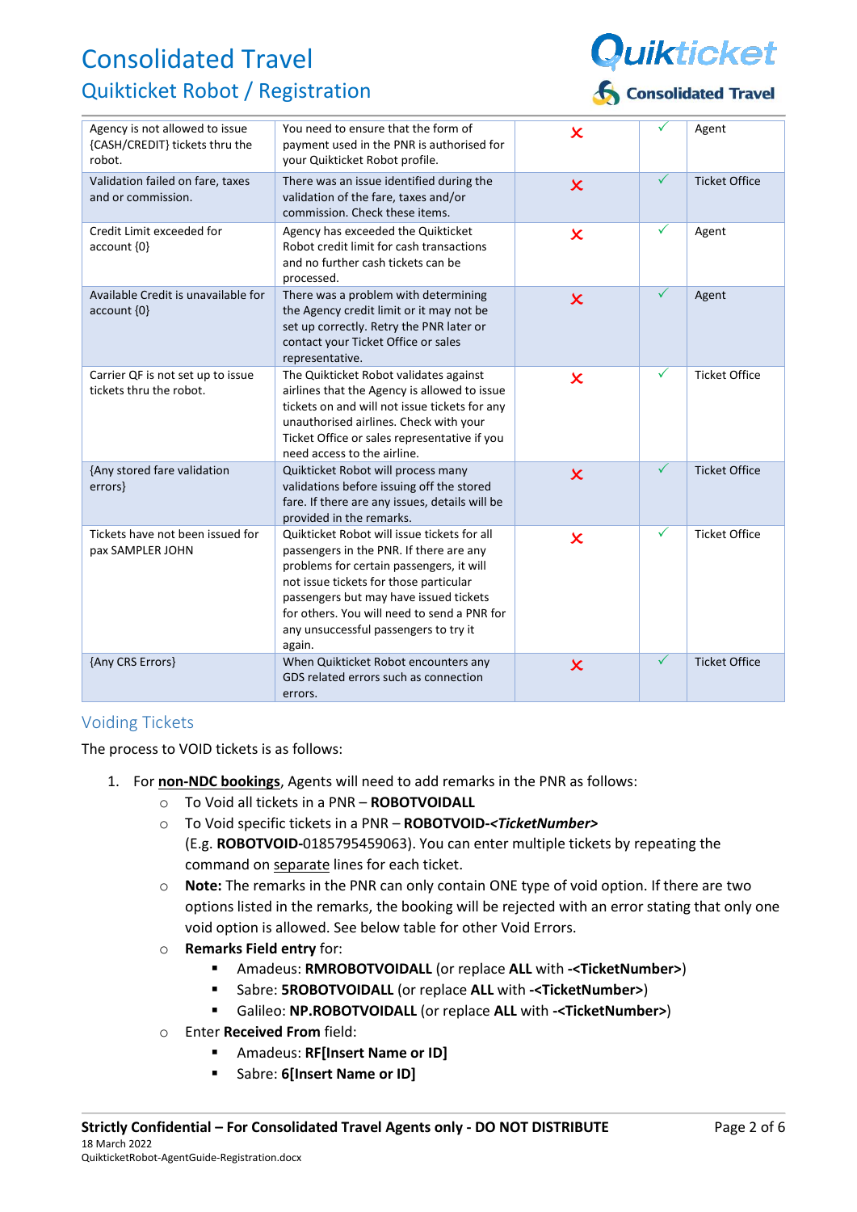| | | | | |
|---|---|---|---|---|
| Agency is not allowed to issue {CASH/CREDIT} tickets thru the robot. | You need to ensure that the form of payment used in the PNR is authorised for your Quikticket Robot profile. | ✗ | ✓ | Agent |
| Validation failed on fare, taxes and or commission. | There was an issue identified during the validation of the fare, taxes and/or commission. Check these items. | ✗ | ✓ | Ticket Office |
| Credit Limit exceeded for account {0} | Agency has exceeded the Quikticket Robot credit limit for cash transactions and no further cash tickets can be processed. | ✗ | ✓ | Agent |
| Available Credit is unavailable for account {0} | There was a problem with determining the Agency credit limit or it may not be set up correctly. Retry the PNR later or contact your Ticket Office or sales representative. | ✗ | ✓ | Agent |
| Carrier QF is not set up to issue tickets thru the robot. | The Quikticket Robot validates against airlines that the Agency is allowed to issue tickets on and will not issue tickets for any unauthorised airlines. Check with your Ticket Office or sales representative if you need access to the airline. | ✗ | ✓ | Ticket Office |
| {Any stored fare validation errors} | Quikticket Robot will process many validations before issuing off the stored fare. If there are any issues, details will be provided in the remarks. | ✗ | ✓ | Ticket Office |
| Tickets have not been issued for pax SAMPLER JOHN | Quikticket Robot will issue tickets for all passengers in the PNR. If there are any problems for certain passengers, it will not issue tickets for those particular passengers but may have issued tickets for others. You will need to send a PNR for any unsuccessful passengers to try it again. | ✗ | ✓ | Ticket Office |
| {Any CRS Errors} | When Quikticket Robot encounters any GDS related errors such as connection errors. | ✗ | ✓ | Ticket Office |

## Voiding Tickets

The process to VOID tickets is as follows:

1. For **non-NDC bookings**, Agents will need to add remarks in the PNR as follows:
   - To Void all tickets in a PNR – **ROBOTVOIDALL**
   - To Void specific tickets in a PNR – **ROBOTVOID-*<TicketNumber>***
     (E.g. **ROBOTVOID-**0185795459063). You can enter multiple tickets by repeating the command on separate lines for each ticket.
   - **Note:** The remarks in the PNR can only contain ONE type of void option. If there are two options listed in the remarks, the booking will be rejected with an error stating that only one void option is allowed. See below table for other Void Errors.
   - **Remarks Field entry** for:
     - Amadeus: **RMROBOTVOIDALL** (or replace **ALL** with **-<TicketNumber>**)
     - Sabre: **5ROBOTVOIDALL** (or replace **ALL** with **-<TicketNumber>**)
     - Galileo: **NP.ROBOTVOIDALL** (or replace **ALL** with **-<TicketNumber>**)
   - Enter **Received From** field:
     - Amadeus: **RF[Insert Name or ID]**
     - Sabre: **6[Insert Name or ID]**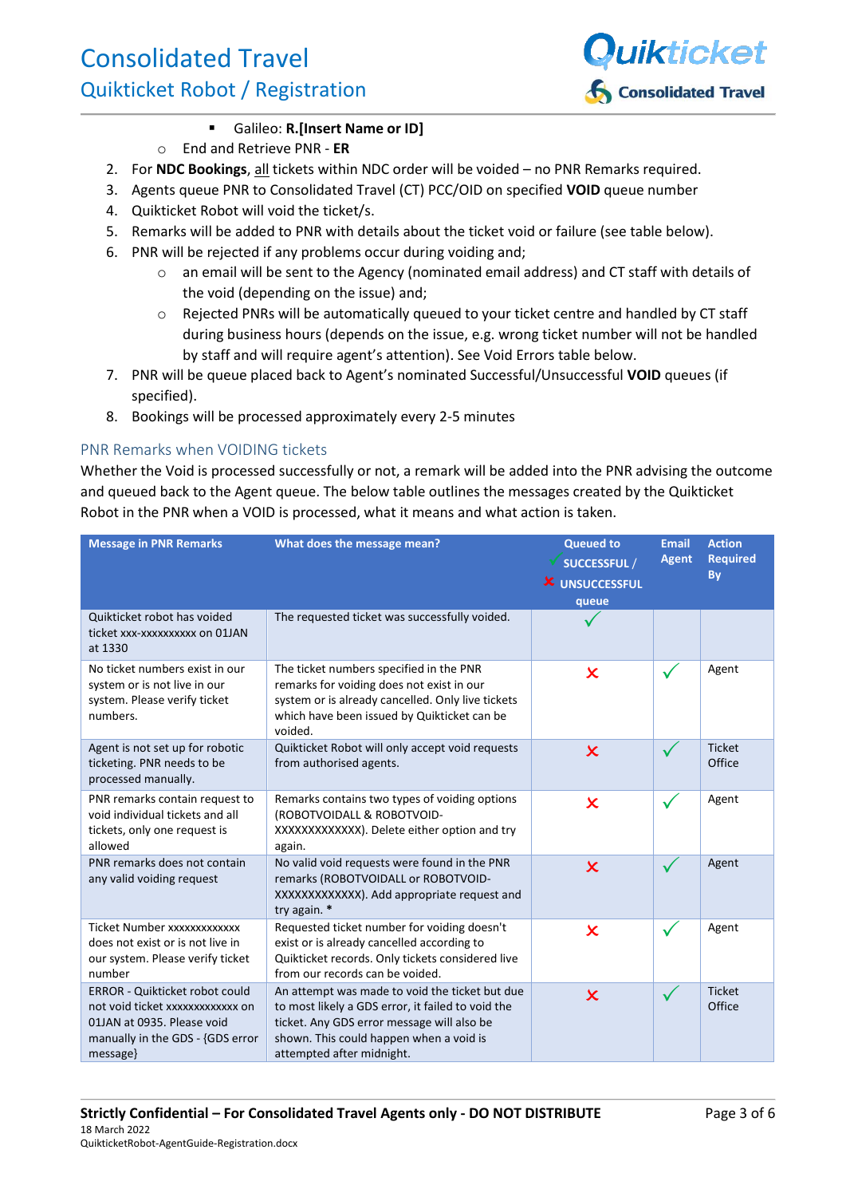- Galileo: **R.[Insert Name or ID]**
    - End and Retrieve PNR - **ER**
2. For **NDC Bookings**, all tickets within NDC order will be voided – no PNR Remarks required.
3. Agents queue PNR to Consolidated Travel (CT) PCC/OID on specified **VOID** queue number
4. Quikticket Robot will void the ticket/s.
5. Remarks will be added to PNR with details about the ticket void or failure (see table below).
6. PNR will be rejected if any problems occur during voiding and;
    - an email will be sent to the Agency (nominated email address) and CT staff with details of the void (depending on the issue) and;
    - Rejected PNRs will be automatically queued to your ticket centre and handled by CT staff during business hours (depends on the issue, e.g. wrong ticket number will not be handled by staff and will require agent's attention). See Void Errors table below.
7. PNR will be queue placed back to Agent's nominated Successful/Unsuccessful **VOID** queues (if specified).
8. Bookings will be processed approximately every 2-5 minutes

## PNR Remarks when VOIDING tickets

Whether the Void is processed successfully or not, a remark will be added into the PNR advising the outcome and queued back to the Agent queue. The below table outlines the messages created by the Quikticket Robot in the PNR when a VOID is processed, what it means and what action is taken.

| Message in PNR Remarks | What does the message mean? | Queued to ✓ SUCCESSFUL / ✗ UNSUCCESSFUL queue | Email Agent | Action Required By |
|---|---|---|---|---|
| Quikticket robot has voided ticket xxx-xxxxxxxxxx on 01JAN at 1330 | The requested ticket was successfully voided. | ✓ | | |
| No ticket numbers exist in our system or is not live in our system. Please verify ticket numbers. | The ticket numbers specified in the PNR remarks for voiding does not exist in our system or is already cancelled. Only live tickets which have been issued by Quikticket can be voided. | ✗ | ✓ | Agent |
| Agent is not set up for robotic ticketing. PNR needs to be processed manually. | Quikticket Robot will only accept void requests from authorised agents. | ✗ | ✓ | Ticket Office |
| PNR remarks contain request to void individual tickets and all tickets, only one request is allowed | Remarks contains two types of voiding options (ROBOTVOIDALL & ROBOTVOID-XXXXXXXXXXXXX). Delete either option and try again. | ✗ | ✓ | Agent |
| PNR remarks does not contain any valid voiding request | No valid void requests were found in the PNR remarks (ROBOTVOIDALL or ROBOTVOID-XXXXXXXXXXXXX). Add appropriate request and try again. * | ✗ | ✓ | Agent |
| Ticket Number xxxxxxxxxxxxx does not exist or is not live in our system. Please verify ticket number | Requested ticket number for voiding doesn't exist or is already cancelled according to Quikticket records. Only tickets considered live from our records can be voided. | ✗ | ✓ | Agent |
| ERROR - Quikticket robot could not void ticket xxxxxxxxxxxxx on 01JAN at 0935. Please void manually in the GDS - {GDS error message} | An attempt was made to void the ticket but due to most likely a GDS error, it failed to void the ticket. Any GDS error message will also be shown. This could happen when a void is attempted after midnight. | ✗ | ✓ | Ticket Office |

**Strictly Confidential – For Consolidated Travel Agents only - DO NOT DISTRIBUTE**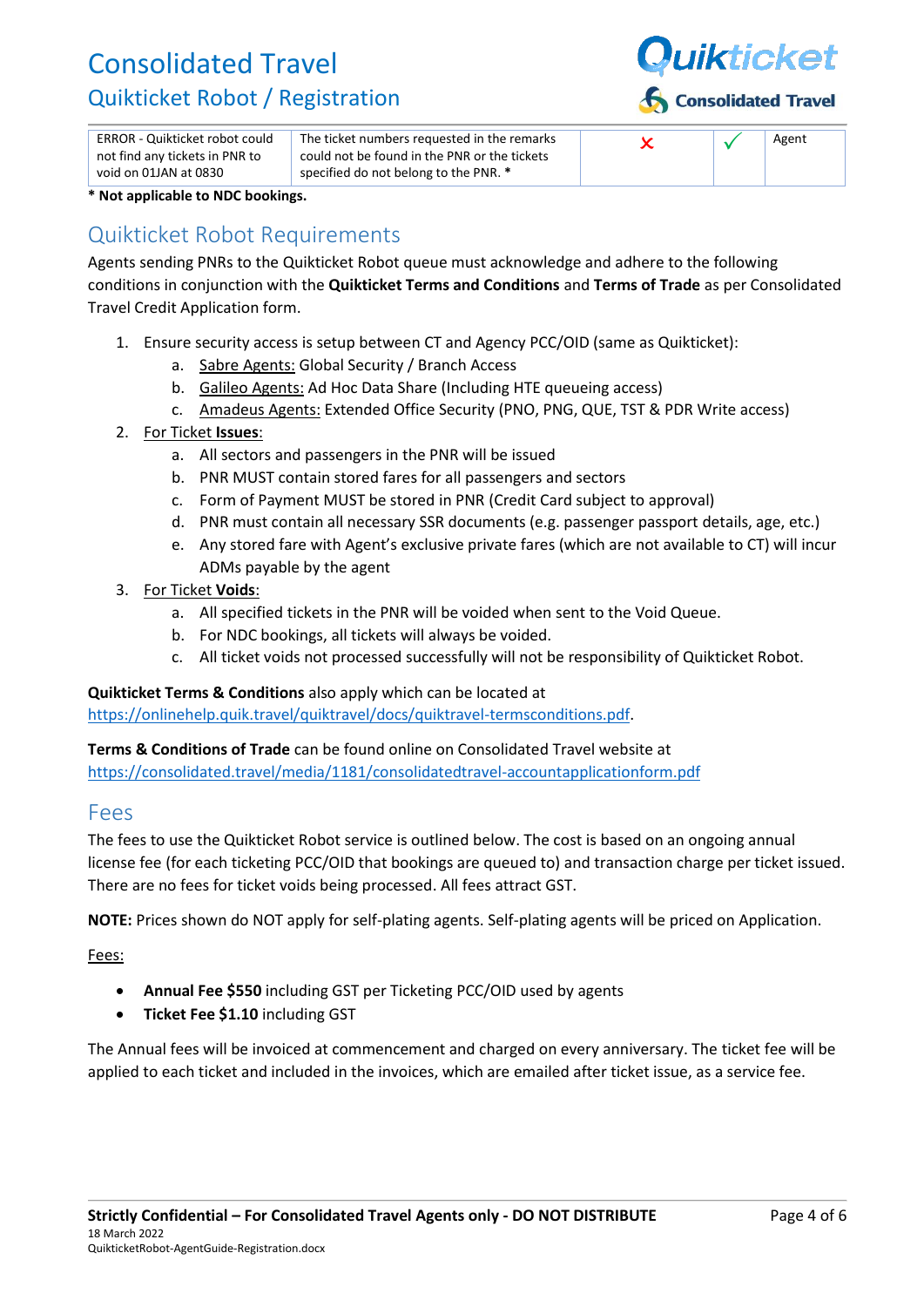| ERROR - Quikticket robot could not find any tickets in PNR to void on 01JAN at 0830 | The ticket numbers requested in the remarks could not be found in the PNR or the tickets specified do not belong to the PNR. * | ✗ | ✓ | Agent |
|---|---|---|---|---|

**\* Not applicable to NDC bookings.**

## Quikticket Robot Requirements

Agents sending PNRs to the Quikticket Robot queue must acknowledge and adhere to the following conditions in conjunction with the **Quikticket Terms and Conditions** and **Terms of Trade** as per Consolidated Travel Credit Application form.

1. Ensure security access is setup between CT and Agency PCC/OID (same as Quikticket):
   a. Sabre Agents: Global Security / Branch Access
   b. Galileo Agents: Ad Hoc Data Share (Including HTE queueing access)
   c. Amadeus Agents: Extended Office Security (PNO, PNG, QUE, TST & PDR Write access)
2. For Ticket **Issues**:
   a. All sectors and passengers in the PNR will be issued
   b. PNR MUST contain stored fares for all passengers and sectors
   c. Form of Payment MUST be stored in PNR (Credit Card subject to approval)
   d. PNR must contain all necessary SSR documents (e.g. passenger passport details, age, etc.)
   e. Any stored fare with Agent's exclusive private fares (which are not available to CT) will incur ADMs payable by the agent
3. For Ticket **Voids**:
   a. All specified tickets in the PNR will be voided when sent to the Void Queue.
   b. For NDC bookings, all tickets will always be voided.
   c. All ticket voids not processed successfully will not be responsibility of Quikticket Robot.

**Quikticket Terms & Conditions** also apply which can be located at https://onlinehelp.quik.travel/quiktravel/docs/quiktravel-termsconditions.pdf.

**Terms & Conditions of Trade** can be found online on Consolidated Travel website at https://consolidated.travel/media/1181/consolidatedtravel-accountapplicationform.pdf

## Fees

The fees to use the Quikticket Robot service is outlined below. The cost is based on an ongoing annual license fee (for each ticketing PCC/OID that bookings are queued to) and transaction charge per ticket issued. There are no fees for ticket voids being processed. All fees attract GST.

**NOTE:** Prices shown do NOT apply for self-plating agents. Self-plating agents will be priced on Application.

Fees:

- **Annual Fee $550** including GST per Ticketing PCC/OID used by agents
- **Ticket Fee $1.10** including GST

The Annual fees will be invoiced at commencement and charged on every anniversary. The ticket fee will be applied to each ticket and included in the invoices, which are emailed after ticket issue, as a service fee.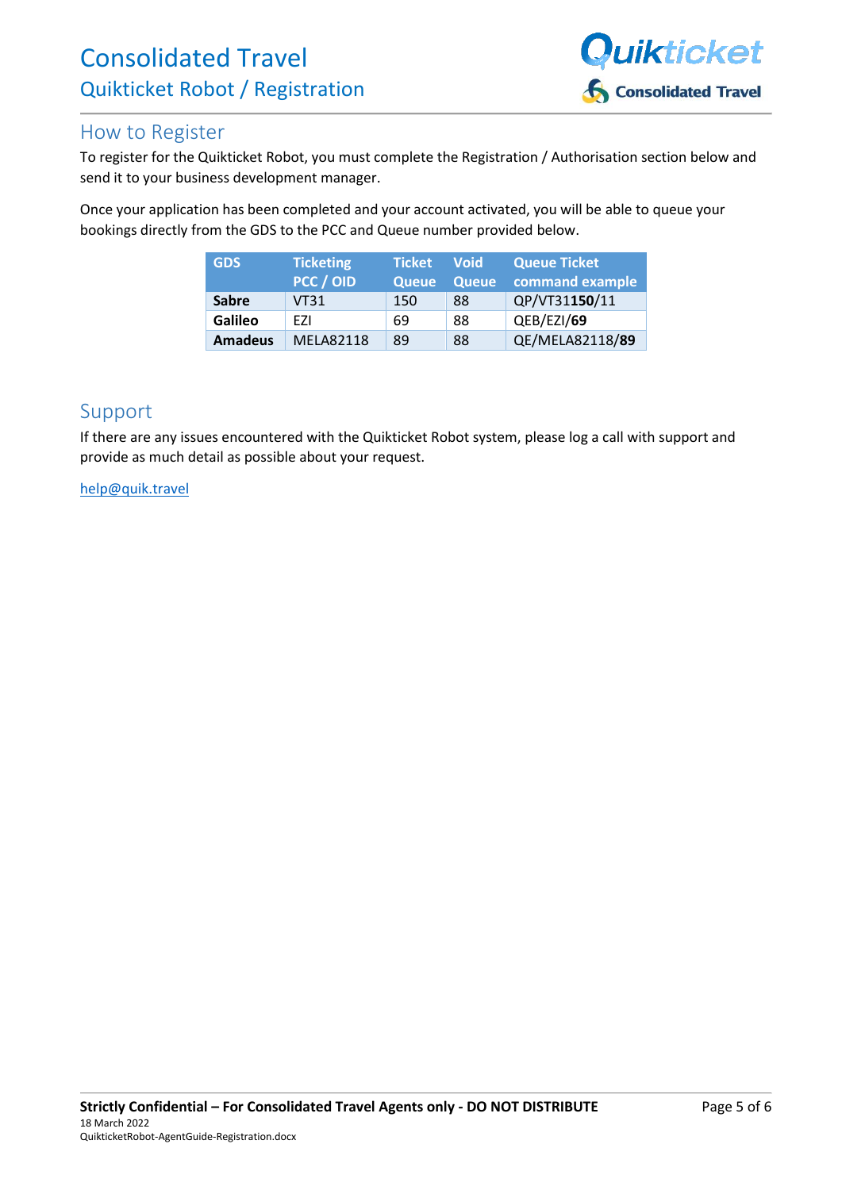# How to Register

To register for the Quikticket Robot, you must complete the Registration / Authorisation section below and send it to your business development manager.

Once your application has been completed and your account activated, you will be able to queue your bookings directly from the GDS to the PCC and Queue number provided below.

| GDS | Ticketing PCC / OID | Ticket Queue | Void Queue | Queue Ticket command example |
|---|---|---|---|---|
| **Sabre** | VT31 | 150 | 88 | QP/VT31**150**/11 |
| **Galileo** | EZI | 69 | 88 | QEB/EZI/**69** |
| **Amadeus** | MELA82118 | 89 | 88 | QE/MELA82118/**89** |

# Support

If there are any issues encountered with the Quikticket Robot system, please log a call with support and provide as much detail as possible about your request.

help@quik.travel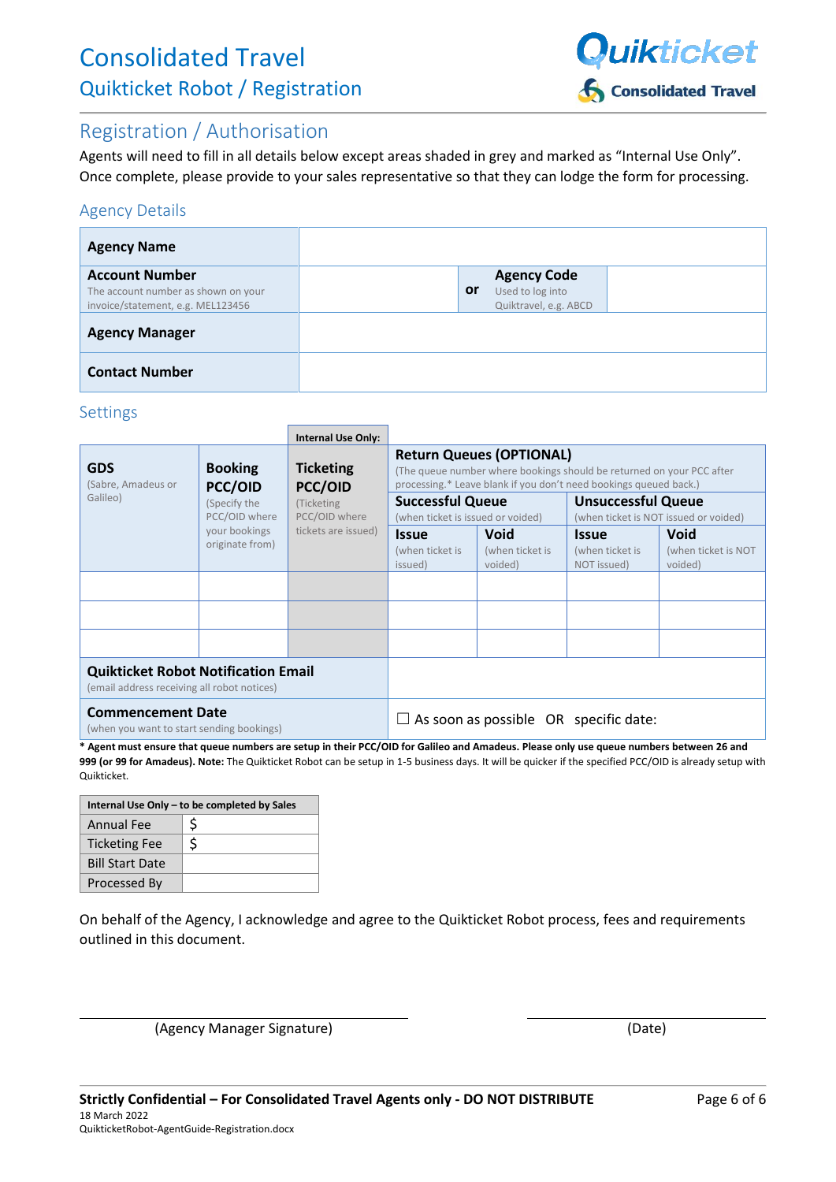# Consolidated Travel

## Quikticket Robot / Registration

## Registration / Authorisation

Agents will need to fill in all details below except areas shaded in grey and marked as "Internal Use Only". Once complete, please provide to your sales representative so that they can lodge the form for processing.

### Agency Details

| | | | | |
|---|---|---|---|---|
| **Agency Name** | | | | |
| **Account Number** The account number as shown on your invoice/statement, e.g. MEL123456 | | **or** | **Agency Code** Used to log into Quiktravel, e.g. ABCD | |
| **Agency Manager** | | | | |
| **Contact Number** | | | | |

### Settings

| **GDS** (Sabre, Amadeus or Galileo) | **Booking PCC/OID** (Specify the PCC/OID where your bookings originate from) | Internal Use Only: **Ticketing PCC/OID** (Ticketing PCC/OID where tickets are issued) | **Return Queues (OPTIONAL)** (The queue number where bookings should be returned on your PCC after processing.* Leave blank if you don't need bookings queued back.) | | | |
|---|---|---|---|---|---|---|
| | | | **Successful Queue** (when ticket is issued or voided) | | **Unsuccessful Queue** (when ticket is NOT issued or voided) | |
| | | | **Issue** (when ticket is issued) | **Void** (when ticket is voided) | **Issue** (when ticket is NOT issued) | **Void** (when ticket is NOT voided) |
| | | | | | | |
| | | | | | | |
| | | | | | | |
| **Quikticket Robot Notification Email** (email address receiving all robot notices) | | | | | | |
| **Commencement Date** (when you want to start sending bookings) | | | ☐ As soon as possible OR specific date: | | | |

**\* Agent must ensure that queue numbers are setup in their PCC/OID for Galileo and Amadeus. Please only use queue numbers between 26 and 999 (or 99 for Amadeus). Note:** The Quikticket Robot can be setup in 1-5 business days. It will be quicker if the specified PCC/OID is already setup with Quikticket.

| **Internal Use Only – to be completed by Sales** | |
|---|---|
| Annual Fee | $ |
| Ticketing Fee | $ |
| Bill Start Date | |
| Processed By | |

On behalf of the Agency, I acknowledge and agree to the Quikticket Robot process, fees and requirements outlined in this document.

(Agency Manager Signature) (Date)